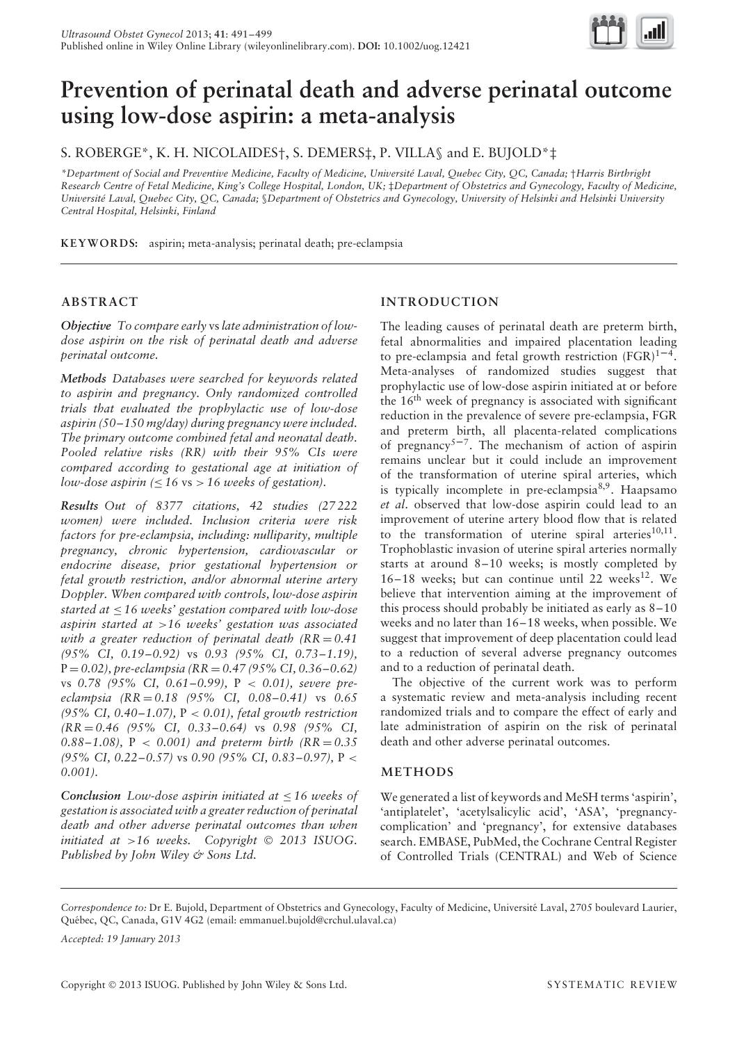# Prevention of perinatal death and adverse perinatal outcome using low-dose aspirin: a meta-analysis

S. ROBERGE*, K. H. NICOLAIDES†, S. DEMERS‡, P. VILLA§ and E. BUJOLD*‡

*Department of Social and Preventive Medicine, Faculty of Medicine, Université Laval, Quebec City, QC, Canada; †Harris Birthright Research Centre of Fetal Medicine, King's College Hospital, London, UK; ‡Department of Obstetrics and Gynecology, Faculty of Medicine, Université Laval, Quebec City, QC, Canada; §Department of Obstetrics and Gynecology, University of Helsinki and Helsinki University Central Hospital, Helsinki, Finland

**KEYWORDS:** aspirin; meta-analysis; perinatal death; pre-eclampsia

## ABSTRACT

***Objective*** *To compare early* vs *late administration of low-dose aspirin on the risk of perinatal death and adverse perinatal outcome.*

***Methods*** *Databases were searched for keywords related to aspirin and pregnancy. Only randomized controlled trials that evaluated the prophylactic use of low-dose aspirin (50–150 mg/day) during pregnancy were included. The primary outcome combined fetal and neonatal death. Pooled relative risks (RR) with their 95% CIs were compared according to gestational age at initiation of low-dose aspirin (≤ 16 vs > 16 weeks of gestation).*

***Results*** *Out of 8377 citations, 42 studies (27 222 women) were included. Inclusion criteria were risk factors for pre-eclampsia, including: nulliparity, multiple pregnancy, chronic hypertension, cardiovascular or endocrine disease, prior gestational hypertension or fetal growth restriction, and/or abnormal uterine artery Doppler. When compared with controls, low-dose aspirin started at ≤ 16 weeks' gestation compared with low-dose aspirin started at >16 weeks' gestation was associated with a greater reduction of perinatal death (RR = 0.41 (95% CI, 0.19–0.92)* vs *0.93 (95% CI, 0.73–1.19),* P = *0.02), pre-eclampsia (RR = 0.47 (95% CI, 0.36–0.62)* vs *0.78 (95% CI, 0.61–0.99),* P < *0.01), severe pre-eclampsia (RR = 0.18 (95% CI, 0.08–0.41)* vs *0.65 (95% CI, 0.40–1.07),* P < *0.01), fetal growth restriction (RR = 0.46 (95% CI, 0.33–0.64)* vs *0.98 (95% CI, 0.88–1.08),* P < *0.001) and preterm birth (RR = 0.35 (95% CI, 0.22–0.57)* vs *0.90 (95% CI, 0.83–0.97),* P < *0.001).*

***Conclusion*** *Low-dose aspirin initiated at ≤ 16 weeks of gestation is associated with a greater reduction of perinatal death and other adverse perinatal outcomes than when initiated at >16 weeks. Copyright © 2013 ISUOG. Published by John Wiley & Sons Ltd.*

## INTRODUCTION

The leading causes of perinatal death are preterm birth, fetal abnormalities and impaired placentation leading to pre-eclampsia and fetal growth restriction (FGR)[1–4]. Meta-analyses of randomized studies suggest that prophylactic use of low-dose aspirin initiated at or before the 16th week of pregnancy is associated with significant reduction in the prevalence of severe pre-eclampsia, FGR and preterm birth, all placenta-related complications of pregnancy[5–7]. The mechanism of action of aspirin remains unclear but it could include an improvement of the transformation of uterine spiral arteries, which is typically incomplete in pre-eclampsia[8,9]. Haapsamo *et al*. observed that low-dose aspirin could lead to an improvement of uterine artery blood flow that is related to the transformation of uterine spiral arteries[10,11]. Trophoblastic invasion of uterine spiral arteries normally starts at around 8–10 weeks; is mostly completed by 16–18 weeks; but can continue until 22 weeks[12]. We believe that intervention aiming at the improvement of this process should probably be initiated as early as 8–10 weeks and no later than 16–18 weeks, when possible. We suggest that improvement of deep placentation could lead to a reduction of several adverse pregnancy outcomes and to a reduction of perinatal death.

The objective of the current work was to perform a systematic review and meta-analysis including recent randomized trials and to compare the effect of early and late administration of aspirin on the risk of perinatal death and other adverse perinatal outcomes.

## METHODS

We generated a list of keywords and MeSH terms 'aspirin', 'antiplatelet', 'acetylsalicylic acid', 'ASA', 'pregnancy-complication' and 'pregnancy', for extensive databases search. EMBASE, PubMed, the Cochrane Central Register of Controlled Trials (CENTRAL) and Web of Science

*Correspondence to:* Dr E. Bujold, Department of Obstetrics and Gynecology, Faculty of Medicine, Université Laval, 2705 boulevard Laurier, Québec, QC, Canada, G1V 4G2 (email: emmanuel.bujold@crchul.ulaval.ca)

*Accepted: 19 January 2013*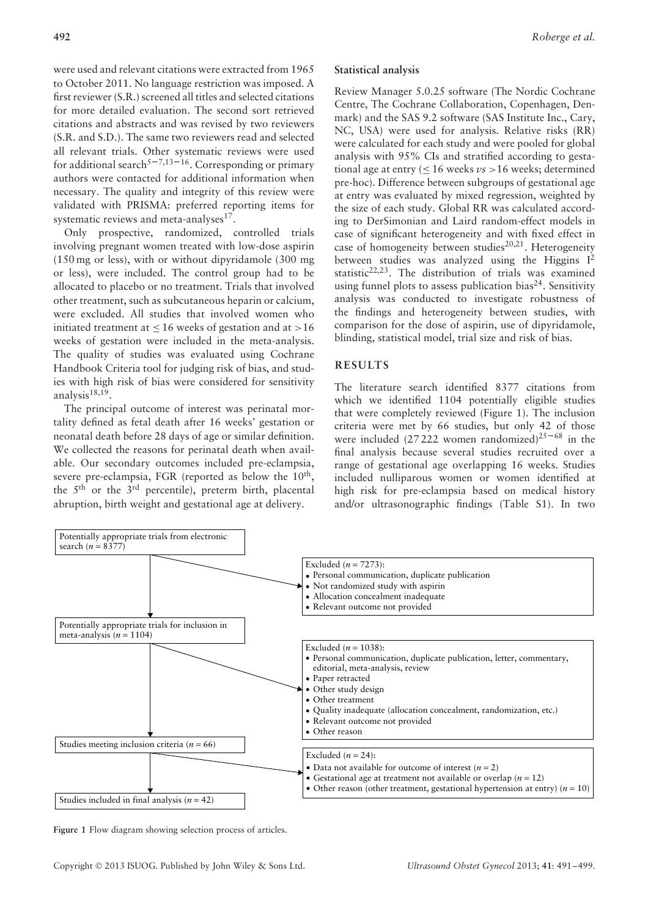were used and relevant citations were extracted from 1965 to October 2011. No language restriction was imposed. A first reviewer (S.R.) screened all titles and selected citations for more detailed evaluation. The second sort retrieved citations and abstracts and was revised by two reviewers (S.R. and S.D.). The same two reviewers read and selected all relevant trials. Other systematic reviews were used for additional search[5–7,13–16]. Corresponding or primary authors were contacted for additional information when necessary. The quality and integrity of this review were validated with PRISMA: preferred reporting items for systematic reviews and meta-analyses[17].

Only prospective, randomized, controlled trials involving pregnant women treated with low-dose aspirin (150 mg or less), with or without dipyridamole (300 mg or less), were included. The control group had to be allocated to placebo or no treatment. Trials that involved other treatment, such as subcutaneous heparin or calcium, were excluded. All studies that involved women who initiated treatment at ≤ 16 weeks of gestation and at > 16 weeks of gestation were included in the meta-analysis. The quality of studies was evaluated using Cochrane Handbook Criteria tool for judging risk of bias, and studies with high risk of bias were considered for sensitivity analysis[18,19].

The principal outcome of interest was perinatal mortality defined as fetal death after 16 weeks' gestation or neonatal death before 28 days of age or similar definition. We collected the reasons for perinatal death when available. Our secondary outcomes included pre-eclampsia, severe pre-eclampsia, FGR (reported as below the 10th, the 5th or the 3rd percentile), preterm birth, placental abruption, birth weight and gestational age at delivery.

## Statistical analysis

Review Manager 5.0.25 software (The Nordic Cochrane Centre, The Cochrane Collaboration, Copenhagen, Denmark) and the SAS 9.2 software (SAS Institute Inc., Cary, NC, USA) were used for analysis. Relative risks (RR) were calculated for each study and were pooled for global analysis with 95% CIs and stratified according to gestational age at entry (≤ 16 weeks *vs* > 16 weeks; determined pre-hoc). Difference between subgroups of gestational age at entry was evaluated by mixed regression, weighted by the size of each study. Global RR was calculated according to DerSimonian and Laird random-effect models in case of significant heterogeneity and with fixed effect in case of homogeneity between studies[20,21]. Heterogeneity between studies was analyzed using the Higgins $I^2$ statistic[22,23]. The distribution of trials was examined using funnel plots to assess publication bias[24]. Sensitivity analysis was conducted to investigate robustness of the findings and heterogeneity between studies, with comparison for the dose of aspirin, use of dipyridamole, blinding, statistical model, trial size and risk of bias.

## RESULTS

The literature search identified 8377 citations from which we identified 1104 potentially eligible studies that were completely reviewed (Figure 1). The inclusion criteria were met by 66 studies, but only 42 of those were included (27 222 women randomized)[25–68] in the final analysis because several studies recruited over a range of gestational age overlapping 16 weeks. Studies included nulliparous women or women identified at high risk for pre-eclampsia based on medical history and/or ultrasonographic findings (Table S1). In two

Potentially appropriate trials from electronic search (*n* = 8377)

Excluded (*n* = 7273):
- Personal communication, duplicate publication
- Not randomized study with aspirin
- Allocation concealment inadequate
- Relevant outcome not provided

Potentially appropriate trials for inclusion in meta-analysis (*n* = 1104)

Excluded (*n* = 1038):
- Personal communication, duplicate publication, letter, commentary, editorial, meta-analysis, review
- Paper retracted
- Other study design
- Other treatment
- Quality inadequate (allocation concealment, randomization, etc.)
- Relevant outcome not provided
- Other reason

Studies meeting inclusion criteria (*n* = 66)

Excluded (*n* = 24):
- Data not available for outcome of interest (*n* = 2)
- Gestational age at treatment not available or overlap (*n* = 12)
- Other reason (other treatment, gestational hypertension at entry) (*n* = 10)

Studies included in final analysis (*n* = 42)

**Figure 1** Flow diagram showing selection process of articles.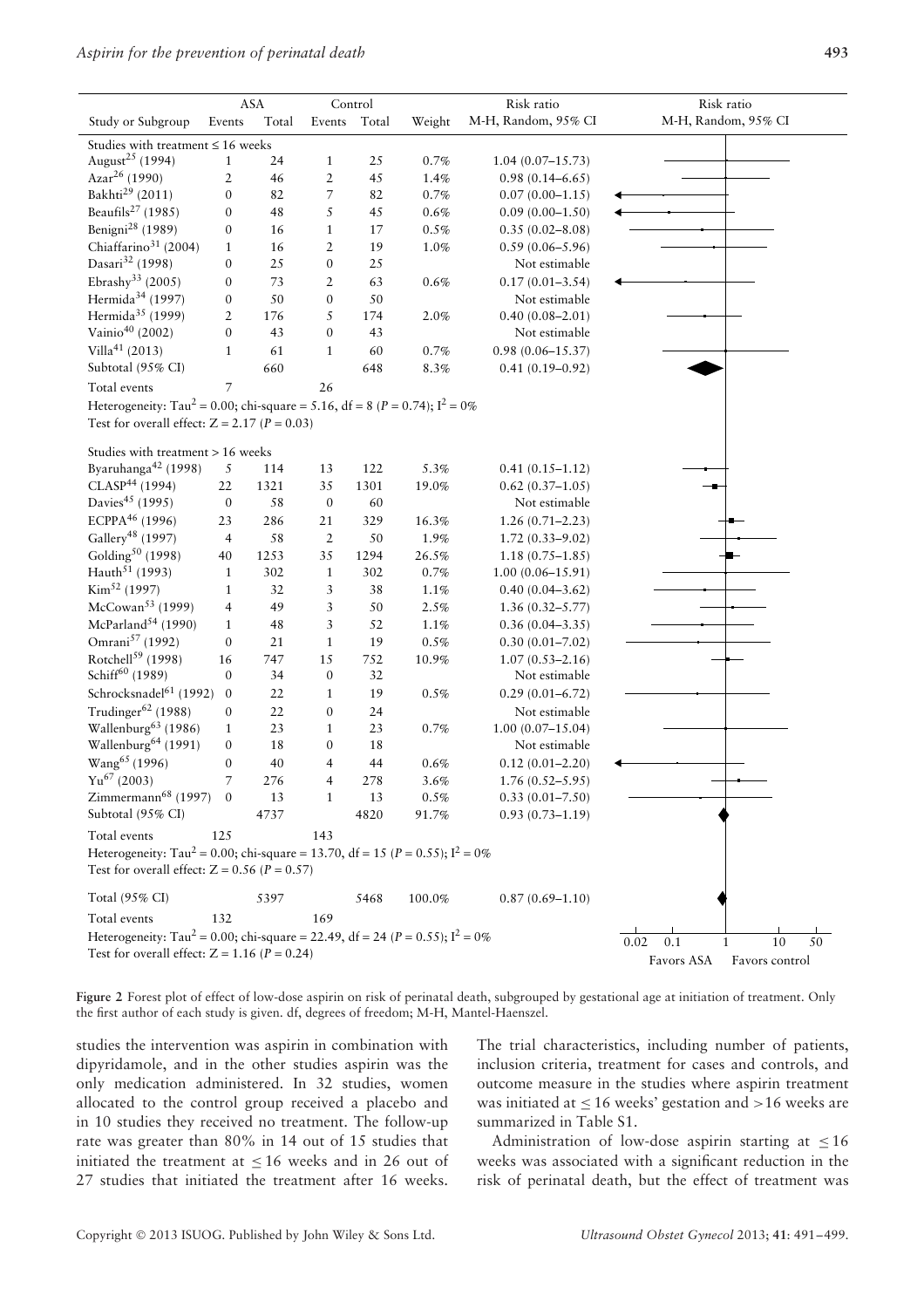| Study or Subgroup | ASA Events | ASA Total | Control Events | Control Total | Weight | Risk ratio M-H, Random, 95% CI |
|---|---|---|---|---|---|---|
| **Studies with treatment ≤ 16 weeks** | | | | | | |
| August[25] (1994) | 1 | 24 | 1 | 25 | 0.7% | 1.04 (0.07–15.73) |
| Azar[26] (1990) | 2 | 46 | 2 | 45 | 1.4% | 0.98 (0.14–6.65) |
| Bakhti[29] (2011) | 0 | 82 | 7 | 82 | 0.7% | 0.07 (0.00–1.15) |
| Beaufils[27] (1985) | 0 | 48 | 5 | 45 | 0.6% | 0.09 (0.00–1.50) |
| Benigni[28] (1989) | 0 | 16 | 1 | 17 | 0.5% | 0.35 (0.02–8.08) |
| Chiaffarino[31] (2004) | 1 | 16 | 2 | 19 | 1.0% | 0.59 (0.06–5.96) |
| Dasari[32] (1998) | 0 | 25 | 0 | 25 | | Not estimable |
| Ebrashy[33] (2005) | 0 | 73 | 2 | 63 | 0.6% | 0.17 (0.01–3.54) |
| Hermida[34] (1997) | 0 | 50 | 0 | 50 | | Not estimable |
| Hermida[35] (1999) | 2 | 176 | 5 | 174 | 2.0% | 0.40 (0.08–2.01) |
| Vainio[40] (2002) | 0 | 43 | 0 | 43 | | Not estimable |
| Villa[41] (2013) | 1 | 61 | 1 | 60 | 0.7% | 0.98 (0.06–15.37) |
| Subtotal (95% CI) | | 660 | | 648 | 8.3% | 0.41 (0.19–0.92) |
| Total events | 7 | | 26 | | | |
| Heterogeneity: $Tau^2 = 0.00$; chi-square = 5.16, df = 8 ($P = 0.74$); $I^2 = 0\%$ | | | | | | |
| Test for overall effect: $Z = 2.17$ ($P = 0.03$) | | | | | | |
| **Studies with treatment > 16 weeks** | | | | | | |
| Byaruhanga[42] (1998) | 5 | 114 | 13 | 122 | 5.3% | 0.41 (0.15–1.12) |
| CLASP[44] (1994) | 22 | 1321 | 35 | 1301 | 19.0% | 0.62 (0.37–1.05) |
| Davies[45] (1995) | 0 | 58 | 0 | 60 | | Not estimable |
| ECPPA[46] (1996) | 23 | 286 | 21 | 329 | 16.3% | 1.26 (0.71–2.23) |
| Gallery[48] (1997) | 4 | 58 | 2 | 50 | 1.9% | 1.72 (0.33–9.02) |
| Golding[50] (1998) | 40 | 1253 | 35 | 1294 | 26.5% | 1.18 (0.75–1.85) |
| Hauth[51] (1993) | 1 | 302 | 1 | 302 | 0.7% | 1.00 (0.06–15.91) |
| Kim[52] (1997) | 1 | 32 | 3 | 38 | 1.1% | 0.40 (0.04–3.62) |
| McCowan[53] (1999) | 4 | 49 | 3 | 50 | 2.5% | 1.36 (0.32–5.77) |
| McParland[54] (1990) | 1 | 48 | 3 | 52 | 1.1% | 0.36 (0.04–3.35) |
| Omrani[57] (1992) | 0 | 21 | 1 | 19 | 0.5% | 0.30 (0.01–7.02) |
| Rotchell[59] (1998) | 16 | 747 | 15 | 752 | 10.9% | 1.07 (0.53–2.16) |
| Schiff[60] (1989) | 0 | 34 | 0 | 32 | | Not estimable |
| Schrocksnadel[61] (1992) | 0 | 22 | 1 | 19 | 0.5% | 0.29 (0.01–6.72) |
| Trudinger[62] (1988) | 0 | 22 | 0 | 24 | | Not estimable |
| Wallenburg[63] (1986) | 1 | 23 | 1 | 23 | 0.7% | 1.00 (0.07–15.04) |
| Wallenburg[64] (1991) | 0 | 18 | 0 | 18 | | Not estimable |
| Wang[65] (1996) | 0 | 40 | 4 | 44 | 0.6% | 0.12 (0.01–2.20) |
| Yu[67] (2003) | 7 | 276 | 4 | 278 | 3.6% | 1.76 (0.52–5.95) |
| Zimmermann[68] (1997) | 0 | 13 | 1 | 13 | 0.5% | 0.33 (0.01–7.50) |
| Subtotal (95% CI) | | 4737 | | 4820 | 91.7% | 0.93 (0.73–1.19) |
| Total events | 125 | | 143 | | | |
| Heterogeneity: $Tau^2 = 0.00$; chi-square = 13.70, df = 15 ($P = 0.55$); $I^2 = 0\%$ | | | | | | |
| Test for overall effect: $Z = 0.56$ ($P = 0.57$) | | | | | | |
| Total (95% CI) | | 5397 | | 5468 | 100.0% | 0.87 (0.69–1.10) |
| Total events | 132 | | 169 | | | |
| Heterogeneity: $Tau^2 = 0.00$; chi-square = 22.49, df = 24 ($P = 0.55$); $I^2 = 0\%$ | | | | | | |
| Test for overall effect: $Z = 1.16$ ($P = 0.24$) | | | | | | |

Risk ratio M-H, Random, 95% CI: 0.02, 0.1, 1, 10, 50 — Favors ASA / Favors control

**Figure 2** Forest plot of effect of low-dose aspirin on risk of perinatal death, subgrouped by gestational age at initiation of treatment. Only the first author of each study is given. df, degrees of freedom; M-H, Mantel-Haenszel.

studies the intervention was aspirin in combination with dipyridamole, and in the other studies aspirin was the only medication administered. In 32 studies, women allocated to the control group received a placebo and in 10 studies they received no treatment. The follow-up rate was greater than 80% in 14 out of 15 studies that initiated the treatment at ≤ 16 weeks and in 26 out of 27 studies that initiated the treatment after 16 weeks. The trial characteristics, including number of patients, inclusion criteria, treatment for cases and controls, and outcome measure in the studies where aspirin treatment was initiated at ≤ 16 weeks' gestation and > 16 weeks are summarized in Table S1.

Administration of low-dose aspirin starting at ≤ 16 weeks was associated with a significant reduction in the risk of perinatal death, but the effect of treatment was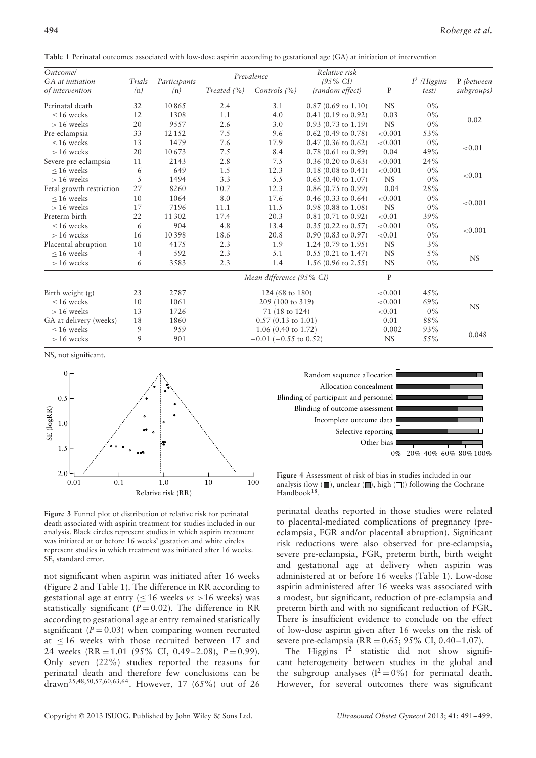**Table 1** Perinatal outcomes associated with low-dose aspirin according to gestational age (GA) at initiation of intervention

| Outcome/ GA at initiation of intervention | Trials (n) | Participants (n) | Prevalence Treated (%) | Prevalence Controls (%) | Relative risk (95% CI) (random effect) | P | $I^2$ (Higgins test) | P (between subgroups) |
|---|---|---|---|---|---|---|---|---|
| Perinatal death | 32 | 10 865 | 2.4 | 3.1 | 0.87 (0.69 to 1.10) | NS | 0% | |
| ≤ 16 weeks | 12 | 1308 | 1.1 | 4.0 | 0.41 (0.19 to 0.92) | 0.03 | 0% | 0.02 |
| > 16 weeks | 20 | 9557 | 2.6 | 3.0 | 0.93 (0.73 to 1.19) | NS | 0% | |
| Pre-eclampsia | 33 | 12 152 | 7.5 | 9.6 | 0.62 (0.49 to 0.78) | < 0.001 | 53% | |
| ≤ 16 weeks | 13 | 1479 | 7.6 | 17.9 | 0.47 (0.36 to 0.62) | < 0.001 | 0% | < 0.01 |
| > 16 weeks | 20 | 10 673 | 7.5 | 8.4 | 0.78 (0.61 to 0.99) | 0.04 | 49% | |
| Severe pre-eclampsia | 11 | 2143 | 2.8 | 7.5 | 0.36 (0.20 to 0.63) | < 0.001 | 24% | |
| ≤ 16 weeks | 6 | 649 | 1.5 | 12.3 | 0.18 (0.08 to 0.41) | < 0.001 | 0% | < 0.01 |
| > 16 weeks | 5 | 1494 | 3.3 | 5.5 | 0.65 (0.40 to 1.07) | NS | 0% | |
| Fetal growth restriction | 27 | 8260 | 10.7 | 12.3 | 0.86 (0.75 to 0.99) | 0.04 | 28% | |
| ≤ 16 weeks | 10 | 1064 | 8.0 | 17.6 | 0.46 (0.33 to 0.64) | < 0.001 | 0% | < 0.001 |
| > 16 weeks | 17 | 7196 | 11.1 | 11.5 | 0.98 (0.88 to 1.08) | NS | 0% | |
| Preterm birth | 22 | 11 302 | 17.4 | 20.3 | 0.81 (0.71 to 0.92) | < 0.01 | 39% | |
| ≤ 16 weeks | 6 | 904 | 4.8 | 13.4 | 0.35 (0.22 to 0.57) | < 0.001 | 0% | < 0.001 |
| > 16 weeks | 16 | 10 398 | 18.6 | 20.8 | 0.90 (0.83 to 0.97) | < 0.01 | 0% | |
| Placental abruption | 10 | 4175 | 2.3 | 1.9 | 1.24 (0.79 to 1.95) | NS | 3% | |
| ≤ 16 weeks | 4 | 592 | 2.3 | 5.1 | 0.55 (0.21 to 1.47) | NS | 5% | NS |
| > 16 weeks | 6 | 3583 | 2.3 | 1.4 | 1.56 (0.96 to 2.55) | NS | 0% | |
| | | | Mean difference (95% CI) | | | P | | |
| Birth weight (g) | 23 | 2787 | 124 (68 to 180) | | | < 0.001 | 45% | |
| ≤ 16 weeks | 10 | 1061 | 209 (100 to 319) | | | < 0.001 | 69% | NS |
| > 16 weeks | 13 | 1726 | 71 (18 to 124) | | | < 0.01 | 0% | |
| GA at delivery (weeks) | 18 | 1860 | 0.57 (0.13 to 1.01) | | | 0.01 | 88% | |
| ≤ 16 weeks | 9 | 959 | 1.06 (0.40 to 1.72) | | | 0.002 | 93% | 0.048 |
| > 16 weeks | 9 | 901 | −0.01 (−0.55 to 0.52) | | | NS | 55% | |

NS, not significant.

**Figure 3** Funnel plot of distribution of relative risk for perinatal death associated with aspirin treatment for studies included in our analysis. Black circles represent studies in which aspirin treatment was initiated at or before 16 weeks' gestation and white circles represent studies in which treatment was initiated after 16 weeks. SE, standard error.

**Figure 4** Assessment of risk of bias in studies included in our analysis (low (■), unclear (▩), high (□)) following the Cochrane Handbook[18].

not significant when aspirin was initiated after 16 weeks (Figure 2 and Table 1). The difference in RR according to gestational age at entry (≤ 16 weeks *vs* > 16 weeks) was statistically significant ($P = 0.02$). The difference in RR according to gestational age at entry remained statistically significant ($P = 0.03$) when comparing women recruited at ≤ 16 weeks with those recruited between 17 and 24 weeks (RR = 1.01 (95% CI, 0.49–2.08), $P = 0.99$). Only seven (22%) studies reported the reasons for perinatal death and therefore few conclusions can be drawn[25,48,50,57,60,63,64]. However, 17 (65%) out of 26 perinatal deaths reported in those studies were related to placental-mediated complications of pregnancy (pre-eclampsia, FGR and/or placental abruption). Significant risk reductions were also observed for pre-eclampsia, severe pre-eclampsia, FGR, preterm birth, birth weight and gestational age at delivery when aspirin was administered at or before 16 weeks (Table 1). Low-dose aspirin administered after 16 weeks was associated with a modest, but significant, reduction of pre-eclampsia and preterm birth and with no significant reduction of FGR. There is insufficient evidence to conclude on the effect of low-dose aspirin given after 16 weeks on the risk of severe pre-eclampsia (RR = 0.65; 95% CI, 0.40–1.07).

The Higgins $I^2$ statistic did not show significant heterogeneity between studies in the global and the subgroup analyses ($I^2 = 0\%$) for perinatal death. However, for several outcomes there was significant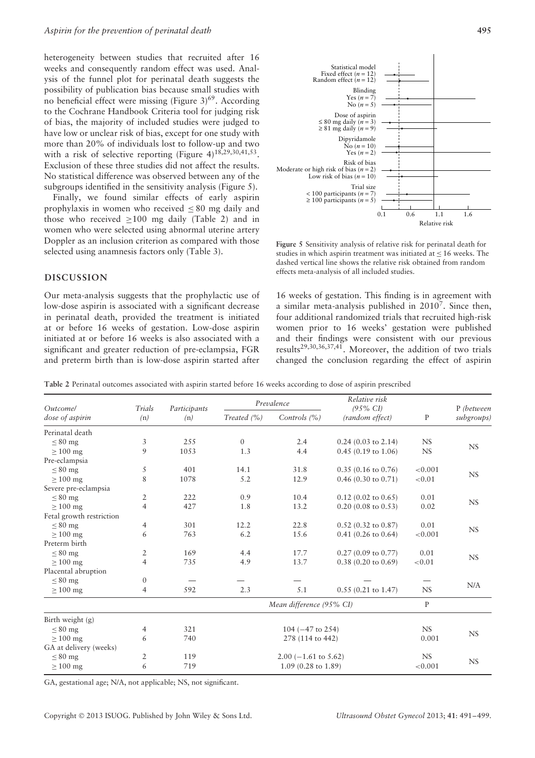heterogeneity between studies that recruited after 16 weeks and consequently random effect was used. Analysis of the funnel plot for perinatal death suggests the possibility of publication bias because small studies with no beneficial effect were missing (Figure 3)[69]. According to the Cochrane Handbook Criteria tool for judging risk of bias, the majority of included studies were judged to have low or unclear risk of bias, except for one study with more than 20% of individuals lost to follow-up and two with a risk of selective reporting (Figure 4)[18,29,30,41,53]. Exclusion of these three studies did not affect the results. No statistical difference was observed between any of the subgroups identified in the sensitivity analysis (Figure 5).

Finally, we found similar effects of early aspirin prophylaxis in women who received ≤ 80 mg daily and those who received ≥100 mg daily (Table 2) and in women who were selected using abnormal uterine artery Doppler as an inclusion criterion as compared with those selected using anamnesis factors only (Table 3).

**Figure 5** Sensitivity analysis of relative risk for perinatal death for studies in which aspirin treatment was initiated at ≤ 16 weeks. The dashed vertical line shows the relative risk obtained from random effects meta-analysis of all included studies.

## DISCUSSION

Our meta-analysis suggests that the prophylactic use of low-dose aspirin is associated with a significant decrease in perinatal death, provided the treatment is initiated at or before 16 weeks of gestation. Low-dose aspirin initiated at or before 16 weeks is also associated with a significant and greater reduction of pre-eclampsia, FGR and preterm birth than is low-dose aspirin started after 16 weeks of gestation. This finding is in agreement with a similar meta-analysis published in 2010[7]. Since then, four additional randomized trials that recruited high-risk women prior to 16 weeks' gestation were published and their findings were consistent with our previous results[29,30,36,37,41]. Moreover, the addition of two trials changed the conclusion regarding the effect of aspirin

**Table 2** Perinatal outcomes associated with aspirin started before 16 weeks according to dose of aspirin prescribed

| Outcome/ dose of aspirin | Trials (n) | Participants (n) | Prevalence | | Relative risk (95% CI) (random effect) | P | P (between subgroups) |
|---|---|---|---|---|---|---|---|
| | | | Treated (%) | Controls (%) | | | |
| Perinatal death | | | | | | | |
| ≤ 80 mg | 3 | 255 | 0 | 2.4 | 0.24 (0.03 to 2.14) | NS | NS |
| ≥ 100 mg | 9 | 1053 | 1.3 | 4.4 | 0.45 (0.19 to 1.06) | NS | |
| Pre-eclampsia | | | | | | | |
| ≤ 80 mg | 5 | 401 | 14.1 | 31.8 | 0.35 (0.16 to 0.76) | <0.001 | NS |
| ≥ 100 mg | 8 | 1078 | 5.2 | 12.9 | 0.46 (0.30 to 0.71) | <0.01 | |
| Severe pre-eclampsia | | | | | | | |
| ≤ 80 mg | 2 | 222 | 0.9 | 10.4 | 0.12 (0.02 to 0.65) | 0.01 | NS |
| ≥ 100 mg | 4 | 427 | 1.8 | 13.2 | 0.20 (0.08 to 0.53) | 0.02 | |
| Fetal growth restriction | | | | | | | |
| ≤ 80 mg | 4 | 301 | 12.2 | 22.8 | 0.52 (0.32 to 0.87) | 0.01 | NS |
| ≥ 100 mg | 6 | 763 | 6.2 | 15.6 | 0.41 (0.26 to 0.64) | <0.001 | |
| Preterm birth | | | | | | | |
| ≤ 80 mg | 2 | 169 | 4.4 | 17.7 | 0.27 (0.09 to 0.77) | 0.01 | NS |
| ≥ 100 mg | 4 | 735 | 4.9 | 13.7 | 0.38 (0.20 to 0.69) | <0.01 | |
| Placental abruption | | | | | | | |
| ≤ 80 mg | 0 | — | — | — | — | — | N/A |
| ≥ 100 mg | 4 | 592 | 2.3 | 5.1 | 0.55 (0.21 to 1.47) | NS | |
| | | | Mean difference (95% CI) | | | P | |
| Birth weight (g) | | | | | | | |
| ≤ 80 mg | 4 | 321 | 104 (−47 to 254) | | | NS | NS |
| ≥ 100 mg | 6 | 740 | 278 (114 to 442) | | | 0.001 | |
| GA at delivery (weeks) | | | | | | | |
| ≤ 80 mg | 2 | 119 | 2.00 (−1.61 to 5.62) | | | NS | NS |
| ≥ 100 mg | 6 | 719 | 1.09 (0.28 to 1.89) | | | <0.001 | |

GA, gestational age; N/A, not applicable; NS, not significant.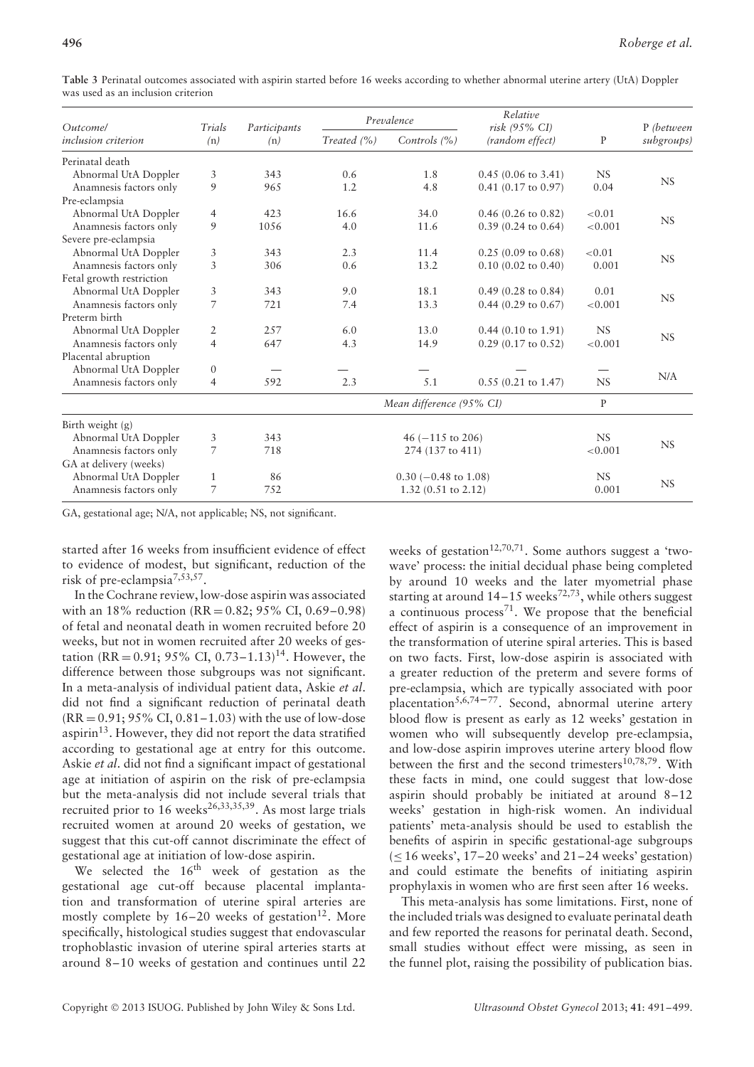**Table 3** Perinatal outcomes associated with aspirin started before 16 weeks according to whether abnormal uterine artery (UtA) Doppler was used as an inclusion criterion

| Outcome/ inclusion criterion | Trials (n) | Participants (n) | Prevalence | | Relative risk (95% CI) (random effect) | P | P (between subgroups) |
|---|---|---|---|---|---|---|---|
| | | | Treated (%) | Controls (%) | | | |
| Perinatal death | | | | | | | |
| Abnormal UtA Doppler | 3 | 343 | 0.6 | 1.8 | 0.45 (0.06 to 3.41) | NS | NS |
| Anamnesis factors only | 9 | 965 | 1.2 | 4.8 | 0.41 (0.17 to 0.97) | 0.04 | |
| Pre-eclampsia | | | | | | | |
| Abnormal UtA Doppler | 4 | 423 | 16.6 | 34.0 | 0.46 (0.26 to 0.82) | <0.01 | NS |
| Anamnesis factors only | 9 | 1056 | 4.0 | 11.6 | 0.39 (0.24 to 0.64) | <0.001 | |
| Severe pre-eclampsia | | | | | | | |
| Abnormal UtA Doppler | 3 | 343 | 2.3 | 11.4 | 0.25 (0.09 to 0.68) | <0.01 | NS |
| Anamnesis factors only | 3 | 306 | 0.6 | 13.2 | 0.10 (0.02 to 0.40) | 0.001 | |
| Fetal growth restriction | | | | | | | |
| Abnormal UtA Doppler | 3 | 343 | 9.0 | 18.1 | 0.49 (0.28 to 0.84) | 0.01 | NS |
| Anamnesis factors only | 7 | 721 | 7.4 | 13.3 | 0.44 (0.29 to 0.67) | <0.001 | |
| Preterm birth | | | | | | | |
| Abnormal UtA Doppler | 2 | 257 | 6.0 | 13.0 | 0.44 (0.10 to 1.91) | NS | NS |
| Anamnesis factors only | 4 | 647 | 4.3 | 14.9 | 0.29 (0.17 to 0.52) | <0.001 | |
| Placental abruption | | | | | | | |
| Abnormal UtA Doppler | 0 | — | — | — | — | — | N/A |
| Anamnesis factors only | 4 | 592 | 2.3 | 5.1 | 0.55 (0.21 to 1.47) | NS | |
| | | | Mean difference (95% CI) | | | P | |
| Birth weight (g) | | | | | | | |
| Abnormal UtA Doppler | 3 | 343 | 46 (−115 to 206) | | | NS | NS |
| Anamnesis factors only | 7 | 718 | 274 (137 to 411) | | | <0.001 | |
| GA at delivery (weeks) | | | | | | | |
| Abnormal UtA Doppler | 1 | 86 | 0.30 (−0.48 to 1.08) | | | NS | NS |
| Anamnesis factors only | 7 | 752 | 1.32 (0.51 to 2.12) | | | 0.001 | |

GA, gestational age; N/A, not applicable; NS, not significant.

started after 16 weeks from insufficient evidence of effect to evidence of modest, but significant, reduction of the risk of pre-eclampsia[7,53,57].

In the Cochrane review, low-dose aspirin was associated with an 18% reduction (RR = 0.82; 95% CI, 0.69–0.98) of fetal and neonatal death in women recruited before 20 weeks, but not in women recruited after 20 weeks of gestation (RR = 0.91; 95% CI, 0.73–1.13)[14]. However, the difference between those subgroups was not significant. In a meta-analysis of individual patient data, Askie *et al.* did not find a significant reduction of perinatal death (RR = 0.91; 95% CI, 0.81–1.03) with the use of low-dose aspirin[13]. However, they did not report the data stratified according to gestational age at entry for this outcome. Askie *et al.* did not find a significant impact of gestational age at initiation of aspirin on the risk of pre-eclampsia but the meta-analysis did not include several trials that recruited prior to 16 weeks[26,33,35,39]. As most large trials recruited women at around 20 weeks of gestation, we suggest that this cut-off cannot discriminate the effect of gestational age at initiation of low-dose aspirin.

We selected the 16th week of gestation as the gestational age cut-off because placental implantation and transformation of uterine spiral arteries are mostly complete by 16–20 weeks of gestation[12]. More specifically, histological studies suggest that endovascular trophoblastic invasion of uterine spiral arteries starts at around 8–10 weeks of gestation and continues until 22 weeks of gestation[12,70,71]. Some authors suggest a 'two-wave' process: the initial decidual phase being completed by around 10 weeks and the later myometrial phase starting at around 14–15 weeks[72,73], while others suggest a continuous process[71]. We propose that the beneficial effect of aspirin is a consequence of an improvement in the transformation of uterine spiral arteries. This is based on two facts. First, low-dose aspirin is associated with a greater reduction of the preterm and severe forms of pre-eclampsia, which are typically associated with poor placentation[5,6,74–77]. Second, abnormal uterine artery blood flow is present as early as 12 weeks' gestation in women who will subsequently develop pre-eclampsia, and low-dose aspirin improves uterine artery blood flow between the first and the second trimesters[10,78,79]. With these facts in mind, one could suggest that low-dose aspirin should probably be initiated at around 8–12 weeks' gestation in high-risk women. An individual patients' meta-analysis should be used to establish the benefits of aspirin in specific gestational-age subgroups (≤ 16 weeks', 17–20 weeks' and 21–24 weeks' gestation) and could estimate the benefits of initiating aspirin prophylaxis in women who are first seen after 16 weeks.

This meta-analysis has some limitations. First, none of the included trials was designed to evaluate perinatal death and few reported the reasons for perinatal death. Second, small studies without effect were missing, as seen in the funnel plot, raising the possibility of publication bias.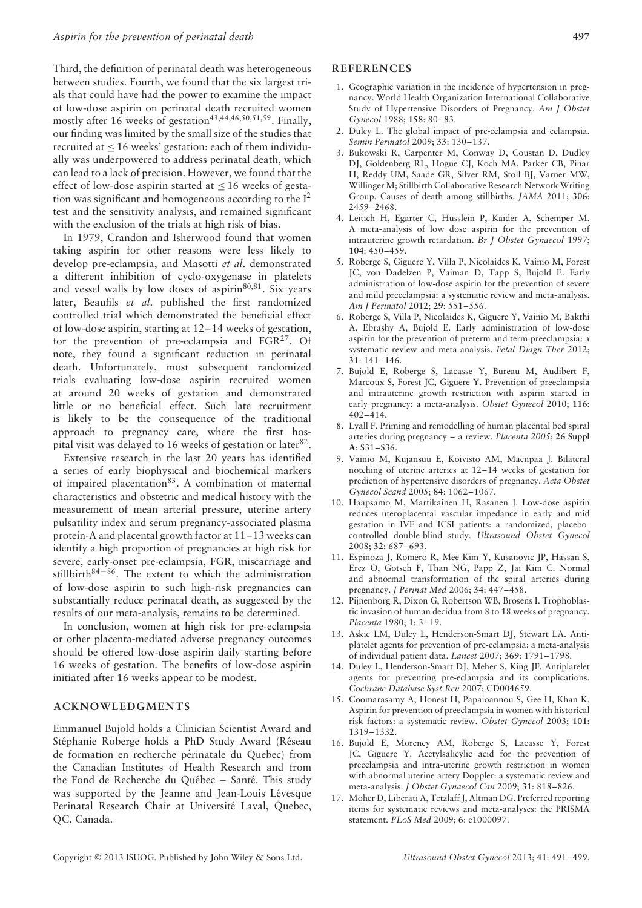Third, the definition of perinatal death was heterogeneous between studies. Fourth, we found that the six largest trials that could have had the power to examine the impact of low-dose aspirin on perinatal death recruited women mostly after 16 weeks of gestation[43,44,46,50,51,59]. Finally, our finding was limited by the small size of the studies that recruited at ≤ 16 weeks' gestation: each of them individually was underpowered to address perinatal death, which can lead to a lack of precision. However, we found that the effect of low-dose aspirin started at ≤ 16 weeks of gestation was significant and homogeneous according to the $I^2$ test and the sensitivity analysis, and remained significant with the exclusion of the trials at high risk of bias.

In 1979, Crandon and Isherwood found that women taking aspirin for other reasons were less likely to develop pre-eclampsia, and Masotti *et al.* demonstrated a different inhibition of cyclo-oxygenase in platelets and vessel walls by low doses of aspirin[80,81]. Six years later, Beaufils *et al.* published the first randomized controlled trial which demonstrated the beneficial effect of low-dose aspirin, starting at 12–14 weeks of gestation, for the prevention of pre-eclampsia and FGR[27]. Of note, they found a significant reduction in perinatal death. Unfortunately, most subsequent randomized trials evaluating low-dose aspirin recruited women at around 20 weeks of gestation and demonstrated little or no beneficial effect. Such late recruitment is likely to be the consequence of the traditional approach to pregnancy care, where the first hospital visit was delayed to 16 weeks of gestation or later[82].

Extensive research in the last 20 years has identified a series of early biophysical and biochemical markers of impaired placentation[83]. A combination of maternal characteristics and obstetric and medical history with the measurement of mean arterial pressure, uterine artery pulsatility index and serum pregnancy-associated plasma protein-A and placental growth factor at 11–13 weeks can identify a high proportion of pregnancies at high risk for severe, early-onset pre-eclampsia, FGR, miscarriage and stillbirth[84–86]. The extent to which the administration of low-dose aspirin to such high-risk pregnancies can substantially reduce perinatal death, as suggested by the results of our meta-analysis, remains to be determined.

In conclusion, women at high risk for pre-eclampsia or other placenta-mediated adverse pregnancy outcomes should be offered low-dose aspirin daily starting before 16 weeks of gestation. The benefits of low-dose aspirin initiated after 16 weeks appear to be modest.

## ACKNOWLEDGMENTS

Emmanuel Bujold holds a Clinician Scientist Award and Stéphanie Roberge holds a PhD Study Award (Réseau de formation en recherche périnatale du Quebec) from the Canadian Institutes of Health Research and from the Fond de Recherche du Québec – Santé. This study was supported by the Jeanne and Jean-Louis Lévesque Perinatal Research Chair at Université Laval, Quebec, QC, Canada.

## REFERENCES

1. Geographic variation in the incidence of hypertension in pregnancy. World Health Organization International Collaborative Study of Hypertensive Disorders of Pregnancy. *Am J Obstet Gynecol* 1988; **158**: 80–83.
2. Duley L. The global impact of pre-eclampsia and eclampsia. *Semin Perinatol* 2009; **33**: 130–137.
3. Bukowski R, Carpenter M, Conway D, Coustan D, Dudley DJ, Goldenberg RL, Hogue CJ, Koch MA, Parker CB, Pinar H, Reddy UM, Saade GR, Silver RM, Stoll BJ, Varner MW, Willinger M; Stillbirth Collaborative Research Network Writing Group. Causes of death among stillbirths. *JAMA* 2011; **306**: 2459–2468.
4. Leitich H, Egarter C, Husslein P, Kaider A, Schemper M. A meta-analysis of low dose aspirin for the prevention of intrauterine growth retardation. *Br J Obstet Gynaecol* 1997; **104**: 450–459.
5. Roberge S, Giguere Y, Villa P, Nicolaides K, Vainio M, Forest JC, von Dadelzen P, Vaiman D, Tapp S, Bujold E. Early administration of low-dose aspirin for the prevention of severe and mild preeclampsia: a systematic review and meta-analysis. *Am J Perinatol* 2012; **29**: 551–556.
6. Roberge S, Villa P, Nicolaides K, Giguere Y, Vainio M, Bakthi A, Ebrashy A, Bujold E. Early administration of low-dose aspirin for the prevention of preterm and term preeclampsia: a systematic review and meta-analysis. *Fetal Diagn Ther* 2012; **31**: 141–146.
7. Bujold E, Roberge S, Lacasse Y, Bureau M, Audibert F, Marcoux S, Forest JC, Giguere Y. Prevention of preeclampsia and intrauterine growth restriction with aspirin started in early pregnancy: a meta-analysis. *Obstet Gynecol* 2010; **116**: 402–414.
8. Lyall F. Priming and remodelling of human placental bed spiral arteries during pregnancy – a review. *Placenta 2005*; **26 Suppl A**: S31–S36.
9. Vainio M, Kujansuu E, Koivisto AM, Maenpaa J. Bilateral notching of uterine arteries at 12–14 weeks of gestation for prediction of hypertensive disorders of pregnancy. *Acta Obstet Gynecol Scand* 2005; **84**: 1062–1067.
10. Haapsamo M, Martikainen H, Rasanen J. Low-dose aspirin reduces uteroplacental vascular impedance in early and mid gestation in IVF and ICSI patients: a randomized, placebo-controlled double-blind study. *Ultrasound Obstet Gynecol* 2008; **32**: 687–693.
11. Espinoza J, Romero R, Mee Kim Y, Kusanovic JP, Hassan S, Erez O, Gotsch F, Than NG, Papp Z, Jai Kim C. Normal and abnormal transformation of the spiral arteries during pregnancy. *J Perinat Med* 2006; **34**: 447–458.
12. Pijnenborg R, Dixon G, Robertson WB, Brosens I. Trophoblastic invasion of human decidua from 8 to 18 weeks of pregnancy. *Placenta* 1980; **1**: 3–19.
13. Askie LM, Duley L, Henderson-Smart DJ, Stewart LA. Antiplatelet agents for prevention of pre-eclampsia: a meta-analysis of individual patient data. *Lancet* 2007; **369**: 1791–1798.
14. Duley L, Henderson-Smart DJ, Meher S, King JF. Antiplatelet agents for preventing pre-eclampsia and its complications. *Cochrane Database Syst Rev* 2007; CD004659.
15. Coomarasamy A, Honest H, Papaioannou S, Gee H, Khan K. Aspirin for prevention of preeclampsia in women with historical risk factors: a systematic review. *Obstet Gynecol* 2003; **101**: 1319–1332.
16. Bujold E, Morency AM, Roberge S, Lacasse Y, Forest JC, Giguere Y. Acetylsalicylic acid for the prevention of preeclampsia and intra-uterine growth restriction in women with abnormal uterine artery Doppler: a systematic review and meta-analysis. *J Obstet Gynaecol Can* 2009; **31**: 818–826.
17. Moher D, Liberati A, Tetzlaff J, Altman DG. Preferred reporting items for systematic reviews and meta-analyses: the PRISMA statement. *PLoS Med* 2009; **6**: e1000097.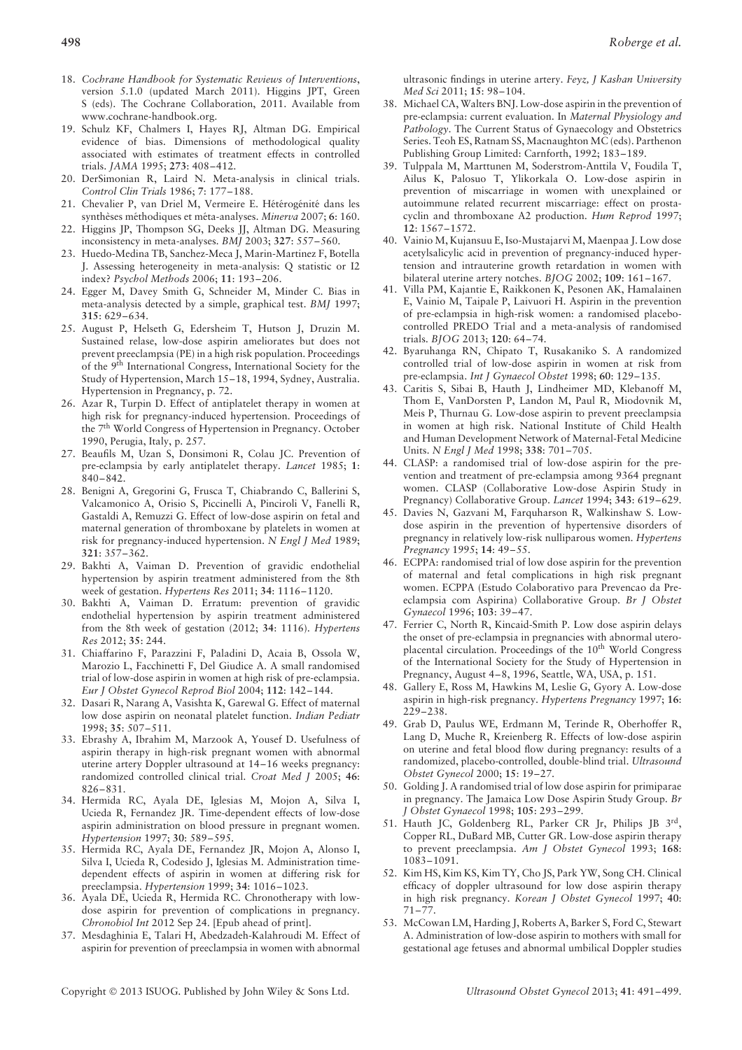18. *Cochrane Handbook for Systematic Reviews of Interventions*, version 5.1.0 (updated March 2011). Higgins JPT, Green S (eds). The Cochrane Collaboration, 2011. Available from www.cochrane-handbook.org.
19. Schulz KF, Chalmers I, Hayes RJ, Altman DG. Empirical evidence of bias. Dimensions of methodological quality associated with estimates of treatment effects in controlled trials. *JAMA* 1995; **273**: 408–412.
20. DerSimonian R, Laird N. Meta-analysis in clinical trials. *Control Clin Trials* 1986; **7**: 177–188.
21. Chevalier P, van Driel M, Vermeire E. Hétérogénité dans les synthèses méthodiques et méta-analyses. *Minerva* 2007; **6**: 160.
22. Higgins JP, Thompson SG, Deeks JJ, Altman DG. Measuring inconsistency in meta-analyses. *BMJ* 2003; **327**: 557–560.
23. Huedo-Medina TB, Sanchez-Meca J, Marin-Martinez F, Botella J. Assessing heterogeneity in meta-analysis: Q statistic or I2 index? *Psychol Methods* 2006; **11**: 193–206.
24. Egger M, Davey Smith G, Schneider M, Minder C. Bias in meta-analysis detected by a simple, graphical test. *BMJ* 1997; **315**: 629–634.
25. August P, Helseth G, Edersheim T, Hutson J, Druzin M. Sustained relase, low-dose aspirin ameliorates but does not prevent preeclampsia (PE) in a high risk population. Proceedings of the 9th International Congress, International Society for the Study of Hypertension, March 15–18, 1994, Sydney, Australia. Hypertension in Pregnancy, p. 72.
26. Azar R, Turpin D. Effect of antiplatelet therapy in women at high risk for pregnancy-induced hypertension. Proceedings of the 7th World Congress of Hypertension in Pregnancy. October 1990, Perugia, Italy, p. 257.
27. Beaufils M, Uzan S, Donsimoni R, Colau JC. Prevention of pre-eclampsia by early antiplatelet therapy. *Lancet* 1985; **1**: 840–842.
28. Benigni A, Gregorini G, Frusca T, Chiabrando C, Ballerini S, Valcamonico A, Orisio S, Piccinelli A, Pinciroli V, Fanelli R, Gastaldi A, Remuzzi G. Effect of low-dose aspirin on fetal and maternal generation of thromboxane by platelets in women at risk for pregnancy-induced hypertension. *N Engl J Med* 1989; **321**: 357–362.
29. Bakhti A, Vaiman D. Prevention of gravidic endothelial hypertension by aspirin treatment administered from the 8th week of gestation. *Hypertens Res* 2011; **34**: 1116–1120.
30. Bakhti A, Vaiman D. Erratum: prevention of gravidic endothelial hypertension by aspirin treatment administered from the 8th week of gestation (2012; **34**: 1116). *Hypertens Res* 2012; **35**: 244.
31. Chiaffarino F, Parazzini F, Paladini D, Acaia B, Ossola W, Marozio L, Facchinetti F, Del Giudice A. A small randomised trial of low-dose aspirin in women at high risk of pre-eclampsia. *Eur J Obstet Gynecol Reprod Biol* 2004; **112**: 142–144.
32. Dasari R, Narang A, Vasishta K, Garewal G. Effect of maternal low dose aspirin on neonatal platelet function. *Indian Pediatr* 1998; **35**: 507–511.
33. Ebrashy A, Ibrahim M, Marzook A, Yousef D. Usefulness of aspirin therapy in high-risk pregnant women with abnormal uterine artery Doppler ultrasound at 14–16 weeks pregnancy: randomized controlled clinical trial. *Croat Med J* 2005; **46**: 826–831.
34. Hermida RC, Ayala DE, Iglesias M, Mojon A, Silva I, Ucieda R, Fernandez JR. Time-dependent effects of low-dose aspirin administration on blood pressure in pregnant women. *Hypertension* 1997; **30**: 589–595.
35. Hermida RC, Ayala DE, Fernandez JR, Mojon A, Alonso I, Silva I, Ucieda R, Codesido J, Iglesias M. Administration time-dependent effects of aspirin in women at differing risk for preeclampsia. *Hypertension* 1999; **34**: 1016–1023.
36. Ayala DE, Ucieda R, Hermida RC. Chronotherapy with low-dose aspirin for prevention of complications in pregnancy. *Chronobiol Int* 2012 Sep 24. [Epub ahead of print].
37. Mesdaghinia E, Talari H, Abedzadeh-Kalahroudi M. Effect of aspirin for prevention of preeclampsia in women with abnormal ultrasonic findings in uterine artery. *Feyz, J Kashan University Med Sci* 2011; **15**: 98–104.
38. Michael CA, Walters BNJ. Low-dose aspirin in the prevention of pre-eclampsia: current evaluation. In *Maternal Physiology and Pathology*. The Current Status of Gynaecology and Obstetrics Series. Teoh ES, Ratnam SS, Macnaughton MC (eds). Parthenon Publishing Group Limited: Carnforth, 1992; 183–189.
39. Tulppala M, Marttunen M, Soderstrom-Anttila V, Foudila T, Ailus K, Palosuo T, Ylikorkala O. Low-dose aspirin in prevention of miscarriage in women with unexplained or autoimmune related recurrent miscarriage: effect on prostacyclin and thromboxane A2 production. *Hum Reprod* 1997; **12**: 1567–1572.
40. Vainio M, Kujansuu E, Iso-Mustajarvi M, Maenpaa J. Low dose acetylsalicylic acid in prevention of pregnancy-induced hypertension and intrauterine growth retardation in women with bilateral uterine artery notches. *BJOG* 2002; **109**: 161–167.
41. Villa PM, Kajantie E, Raikkonen K, Pesonen AK, Hamalainen E, Vainio M, Taipale P, Laivuori H. Aspirin in the prevention of pre-eclampsia in high-risk women: a randomised placebo-controlled PREDO Trial and a meta-analysis of randomised trials. *BJOG* 2013; **120**: 64–74.
42. Byaruhanga RN, Chipato T, Rusakaniko S. A randomized controlled trial of low-dose aspirin in women at risk from pre-eclampsia. *Int J Gynaecol Obstet* 1998; **60**: 129–135.
43. Caritis S, Sibai B, Hauth J, Lindheimer MD, Klebanoff M, Thom E, VanDorsten P, Landon M, Paul R, Miodovnik M, Meis P, Thurnau G. Low-dose aspirin to prevent preeclampsia in women at high risk. National Institute of Child Health and Human Development Network of Maternal-Fetal Medicine Units. *N Engl J Med* 1998; **338**: 701–705.
44. CLASP: a randomised trial of low-dose aspirin for the prevention and treatment of pre-eclampsia among 9364 pregnant women. CLASP (Collaborative Low-dose Aspirin Study in Pregnancy) Collaborative Group. *Lancet* 1994; **343**: 619–629.
45. Davies N, Gazvani M, Farquharson R, Walkinshaw S. Low-dose aspirin in the prevention of hypertensive disorders of pregnancy in relatively low-risk nulliparous women. *Hypertens Pregnancy* 1995; **14**: 49–55.
46. ECPPA: randomised trial of low dose aspirin for the prevention of maternal and fetal complications in high risk pregnant women. ECPPA (Estudo Colaborativo para Prevencao da Pre-eclampsia com Aspirina) Collaborative Group. *Br J Obstet Gynaecol* 1996; **103**: 39–47.
47. Ferrier C, North R, Kincaid-Smith P. Low dose aspirin delays the onset of pre-eclampsia in pregnancies with abnormal utero-placental circulation. Proceedings of the 10th World Congress of the International Society for the Study of Hypertension in Pregnancy, August 4–8, 1996, Seattle, WA, USA, p. 151.
48. Gallery E, Ross M, Hawkins M, Leslie G, Gyory A. Low-dose aspirin in high-risk pregnancy. *Hypertens Pregnancy* 1997; **16**: 229–238.
49. Grab D, Paulus WE, Erdmann M, Terinde R, Oberhoffer R, Lang D, Muche R, Kreienberg R. Effects of low-dose aspirin on uterine and fetal blood flow during pregnancy: results of a randomized, placebo-controlled, double-blind trial. *Ultrasound Obstet Gynecol* 2000; **15**: 19–27.
50. Golding J. A randomised trial of low dose aspirin for primiparae in pregnancy. The Jamaica Low Dose Aspirin Study Group. *Br J Obstet Gynaecol* 1998; **105**: 293–299.
51. Hauth JC, Goldenberg RL, Parker CR Jr, Philips JB 3rd, Copper RL, DuBard MB, Cutter GR. Low-dose aspirin therapy to prevent preeclampsia. *Am J Obstet Gynecol* 1993; **168**: 1083–1091.
52. Kim HS, Kim KS, Kim TY, Cho JS, Park YW, Song CH. Clinical efficacy of doppler ultrasound for low dose aspirin therapy in high risk pregnancy. *Korean J Obstet Gynecol* 1997; **40**: 71–77.
53. McCowan LM, Harding J, Roberts A, Barker S, Ford C, Stewart A. Administration of low-dose aspirin to mothers with small for gestational age fetuses and abnormal umbilical Doppler studies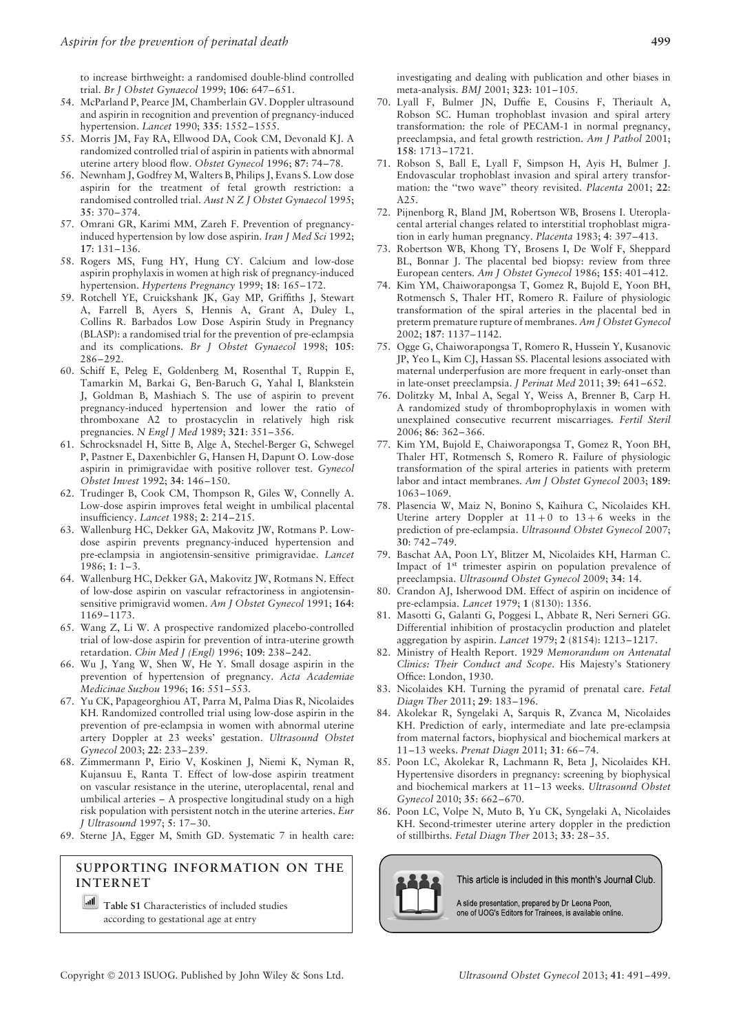to increase birthweight: a randomised double-blind controlled trial. *Br J Obstet Gynaecol* 1999; **106**: 647–651.

54. McParland P, Pearce JM, Chamberlain GV. Doppler ultrasound and aspirin in recognition and prevention of pregnancy-induced hypertension. *Lancet* 1990; **335**: 1552–1555.
55. Morris JM, Fay RA, Ellwood DA, Cook CM, Devonald KJ. A randomized controlled trial of aspirin in patients with abnormal uterine artery blood flow. *Obstet Gynecol* 1996; **87**: 74–78.
56. Newnham J, Godfrey M, Walters B, Philips J, Evans S. Low dose aspirin for the treatment of fetal growth restriction: a randomised controlled trial. *Aust N Z J Obstet Gynaecol* 1995; **35**: 370–374.
57. Omrani GR, Karimi MM, Zareh F. Prevention of pregnancy-induced hypertension by low dose aspirin. *Iran J Med Sci* 1992; **17**: 131–136.
58. Rogers MS, Fung HY, Hung CY. Calcium and low-dose aspirin prophylaxis in women at high risk of pregnancy-induced hypertension. *Hypertens Pregnancy* 1999; **18**: 165–172.
59. Rotchell YE, Cruickshank JK, Gay MP, Griffiths J, Stewart A, Farrell B, Ayers S, Hennis A, Grant A, Duley L, Collins R. Barbados Low Dose Aspirin Study in Pregnancy (BLASP): a randomised trial for the prevention of pre-eclampsia and its complications. *Br J Obstet Gynaecol* 1998; **105**: 286–292.
60. Schiff E, Peleg E, Goldenberg M, Rosenthal T, Ruppin E, Tamarkin M, Barkai G, Ben-Baruch G, Yahal I, Blankstein J, Goldman B, Mashiach S. The use of aspirin to prevent pregnancy-induced hypertension and lower the ratio of thromboxane A2 to prostacyclin in relatively high risk pregnancies. *N Engl J Med* 1989; **321**: 351–356.
61. Schrocksnadel H, Sitte B, Alge A, Stechel-Berger G, Schwegel P, Pastner E, Daxenbichler G, Hansen H, Dapunt O. Low-dose aspirin in primigravidae with positive rollover test. *Gynecol Obstet Invest* 1992; **34**: 146–150.
62. Trudinger B, Cook CM, Thompson R, Giles W, Connelly A. Low-dose aspirin improves fetal weight in umbilical placental insufficiency. *Lancet* 1988; **2**: 214–215.
63. Wallenburg HC, Dekker GA, Makovitz JW, Rotmans P. Low-dose aspirin prevents pregnancy-induced hypertension and pre-eclampsia in angiotensin-sensitive primigravidae. *Lancet* 1986; **1**: 1–3.
64. Wallenburg HC, Dekker GA, Makovitz JW, Rotmans N. Effect of low-dose aspirin on vascular refractoriness in angiotensin-sensitive primigravid women. *Am J Obstet Gynecol* 1991; **164**: 1169–1173.
65. Wang Z, Li W. A prospective randomized placebo-controlled trial of low-dose aspirin for prevention of intra-uterine growth retardation. *Chin Med J (Engl)* 1996; **109**: 238–242.
66. Wu J, Yang W, Shen W, He Y. Small dosage aspirin in the prevention of hypertension of pregnancy. *Acta Academiae Medicinae Suzhou* 1996; **16**: 551–553.
67. Yu CK, Papageorghiou AT, Parra M, Palma Dias R, Nicolaides KH. Randomized controlled trial using low-dose aspirin in the prevention of pre-eclampsia in women with abnormal uterine artery Doppler at 23 weeks' gestation. *Ultrasound Obstet Gynecol* 2003; **22**: 233–239.
68. Zimmermann P, Eirio V, Koskinen J, Niemi K, Nyman R, Kujansuu E, Ranta T. Effect of low-dose aspirin treatment on vascular resistance in the uterine, uteroplacental, renal and umbilical arteries – A prospective longitudinal study on a high risk population with persistent notch in the uterine arteries. *Eur J Ultrasound* 1997; **5**: 17–30.
69. Sterne JA, Egger M, Smith GD. Systematic 7 in health care: investigating and dealing with publication and other biases in meta-analysis. *BMJ* 2001; **323**: 101–105.
70. Lyall F, Bulmer JN, Duffie E, Cousins F, Theriault A, Robson SC. Human trophoblast invasion and spiral artery transformation: the role of PECAM-1 in normal pregnancy, preeclampsia, and fetal growth restriction. *Am J Pathol* 2001; **158**: 1713–1721.
71. Robson S, Ball E, Lyall F, Simpson H, Ayis H, Bulmer J. Endovascular trophoblast invasion and spiral artery transformation: the "two wave" theory revisited. *Placenta* 2001; **22**: A25.
72. Pijnenborg R, Bland JM, Robertson WB, Brosens I. Uteroplacental arterial changes related to interstitial trophoblast migration in early human pregnancy. *Placenta* 1983; **4**: 397–413.
73. Robertson WB, Khong TY, Brosens I, De Wolf F, Sheppard BL, Bonnar J. The placental bed biopsy: review from three European centers. *Am J Obstet Gynecol* 1986; **155**: 401–412.
74. Kim YM, Chaiworapongsa T, Gomez R, Bujold E, Yoon BH, Rotmensch S, Thaler HT, Romero R. Failure of physiologic transformation of the spiral arteries in the placental bed in preterm premature rupture of membranes. *Am J Obstet Gynecol* 2002; **187**: 1137–1142.
75. Ogge G, Chaiworapongsa T, Romero R, Hussein Y, Kusanovic JP, Yeo L, Kim CJ, Hassan SS. Placental lesions associated with maternal underperfusion are more frequent in early-onset than in late-onset preeclampsia. *J Perinat Med* 2011; **39**: 641–652.
76. Dolitzky M, Inbal A, Segal Y, Weiss A, Brenner B, Carp H. A randomized study of thromboprophylaxis in women with unexplained consecutive recurrent miscarriages. *Fertil Steril* 2006; **86**: 362–366.
77. Kim YM, Bujold E, Chaiworapongsa T, Gomez R, Yoon BH, Thaler HT, Rotmensch S, Romero R. Failure of physiologic transformation of the spiral arteries in patients with preterm labor and intact membranes. *Am J Obstet Gynecol* 2003; **189**: 1063–1069.
78. Plasencia W, Maiz N, Bonino S, Kaihura C, Nicolaides KH. Uterine artery Doppler at 11 + 0 to 13 + 6 weeks in the prediction of pre-eclampsia. *Ultrasound Obstet Gynecol* 2007; **30**: 742–749.
79. Baschat AA, Poon LY, Blitzer M, Nicolaides KH, Harman C. Impact of 1st trimester aspirin on population prevalence of preeclampsia. *Ultrasound Obstet Gynecol* 2009; **34**: 14.
80. Crandon AJ, Isherwood DM. Effect of aspirin on incidence of pre-eclampsia. *Lancet* 1979; **1** (8130): 1356.
81. Masotti G, Galanti G, Poggesi L, Abbate R, Neri Serneri GG. Differential inhibition of prostacyclin production and platelet aggregation by aspirin. *Lancet* 1979; **2** (8154): 1213–1217.
82. Ministry of Health Report. 1929 *Memorandum on Antenatal Clinics: Their Conduct and Scope*. His Majesty's Stationery Office: London, 1930.
83. Nicolaides KH. Turning the pyramid of prenatal care. *Fetal Diagn Ther* 2011; **29**: 183–196.
84. Akolekar R, Syngelaki A, Sarquis R, Zvanca M, Nicolaides KH. Prediction of early, intermediate and late pre-eclampsia from maternal factors, biophysical and biochemical markers at 11–13 weeks. *Prenat Diagn* 2011; **31**: 66–74.
85. Poon LC, Akolekar R, Lachmann R, Beta J, Nicolaides KH. Hypertensive disorders in pregnancy: screening by biophysical and biochemical markers at 11–13 weeks. *Ultrasound Obstet Gynecol* 2010; **35**: 662–670.
86. Poon LC, Volpe N, Muto B, Yu CK, Syngelaki A, Nicolaides KH. Second-trimester uterine artery doppler in the prediction of stillbirths. *Fetal Diagn Ther* 2013; **33**: 28–35.

## SUPPORTING INFORMATION ON THE INTERNET

**Table S1** Characteristics of included studies according to gestational age at entry

This article is included in this month's Journal Club.

A slide presentation, prepared by Dr Leona Poon, one of UOG's Editors for Trainees, is available online.